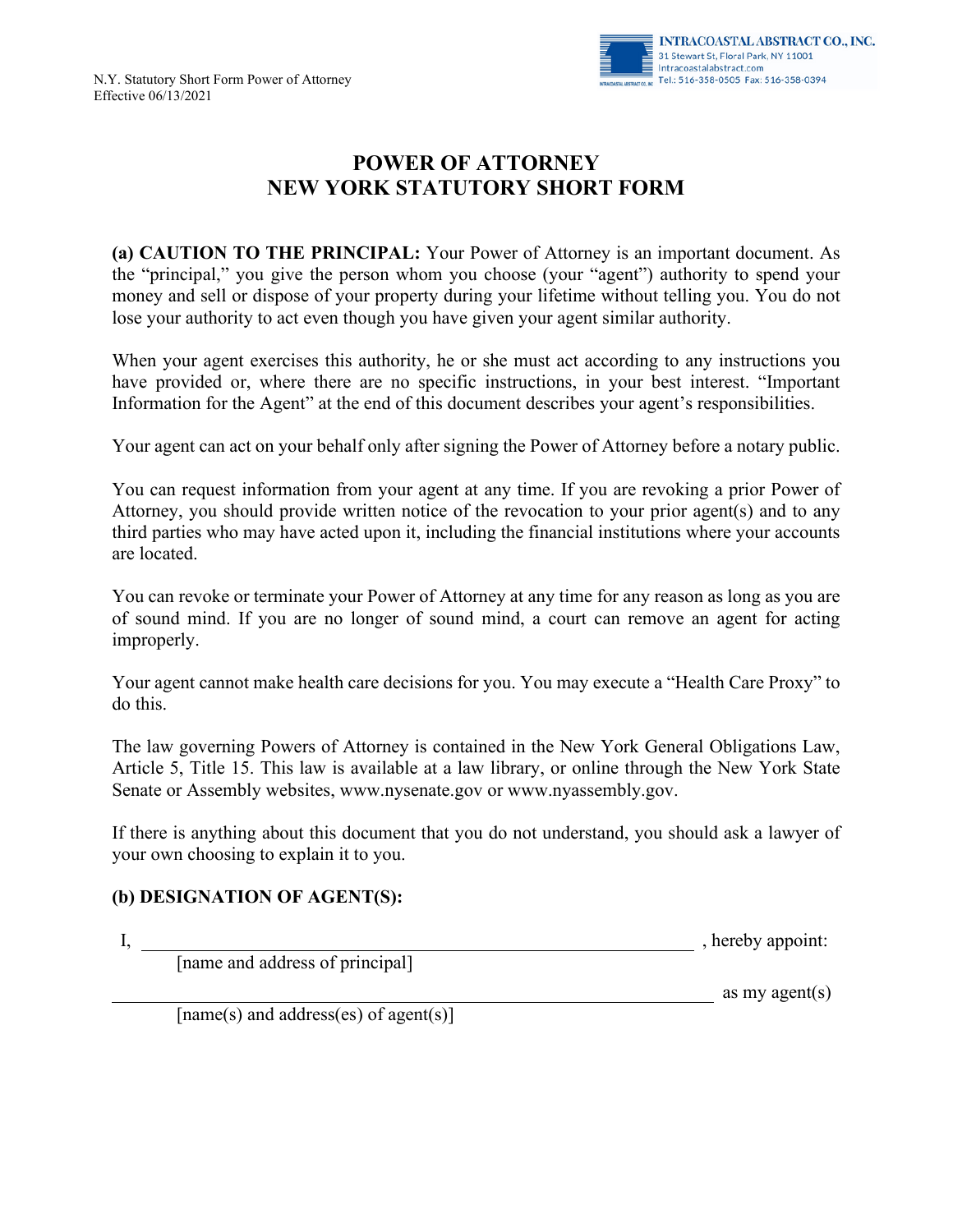N.Y. Statutory Short Form Power of Attorney
Effective 06/13/2021

INTRACOASTAL ABSTRACT CO., INC.
31 Stewart St, Floral Park, NY 11001
Intracoastalabstract.com
Tel.: 516-358-0505 Fax: 516-358-0394

# POWER OF ATTORNEY
# NEW YORK STATUTORY SHORT FORM

**(a) CAUTION TO THE PRINCIPAL:** Your Power of Attorney is an important document. As the "principal," you give the person whom you choose (your "agent") authority to spend your money and sell or dispose of your property during your lifetime without telling you. You do not lose your authority to act even though you have given your agent similar authority.

When your agent exercises this authority, he or she must act according to any instructions you have provided or, where there are no specific instructions, in your best interest. "Important Information for the Agent" at the end of this document describes your agent's responsibilities.

Your agent can act on your behalf only after signing the Power of Attorney before a notary public.

You can request information from your agent at any time. If you are revoking a prior Power of Attorney, you should provide written notice of the revocation to your prior agent(s) and to any third parties who may have acted upon it, including the financial institutions where your accounts are located.

You can revoke or terminate your Power of Attorney at any time for any reason as long as you are of sound mind. If you are no longer of sound mind, a court can remove an agent for acting improperly.

Your agent cannot make health care decisions for you. You may execute a "Health Care Proxy" to do this.

The law governing Powers of Attorney is contained in the New York General Obligations Law, Article 5, Title 15. This law is available at a law library, or online through the New York State Senate or Assembly websites, www.nysenate.gov or www.nyassembly.gov.

If there is anything about this document that you do not understand, you should ask a lawyer of your own choosing to explain it to you.

**(b) DESIGNATION OF AGENT(S):**

I, ______________________________________________ , hereby appoint:
[name and address of principal]

______________________________________________ as my agent(s)
[name(s) and address(es) of agent(s)]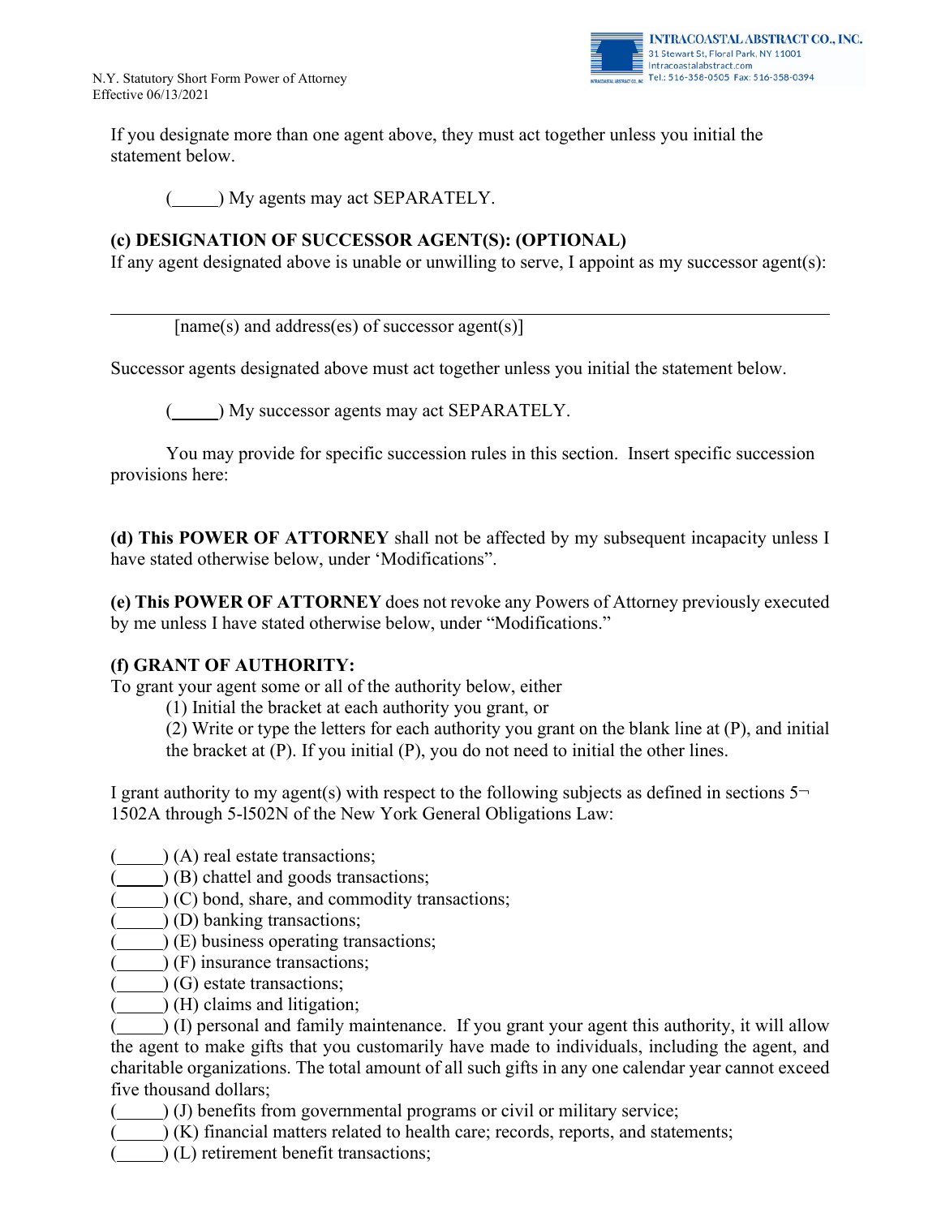If you designate more than one agent above, they must act together unless you initial the statement below.

(_____) My agents may act SEPARATELY.

**(c) DESIGNATION OF SUCCESSOR AGENT(S): (OPTIONAL)**
If any agent designated above is unable or unwilling to serve, I appoint as my successor agent(s):

___________________________________________________________________________

[name(s) and address(es) of successor agent(s)]

Successor agents designated above must act together unless you initial the statement below.

(_____) My successor agents may act SEPARATELY.

You may provide for specific succession rules in this section. Insert specific succession provisions here:

**(d) This POWER OF ATTORNEY** shall not be affected by my subsequent incapacity unless I have stated otherwise below, under 'Modifications".

**(e) This POWER OF ATTORNEY** does not revoke any Powers of Attorney previously executed by me unless I have stated otherwise below, under "Modifications."

**(f) GRANT OF AUTHORITY:**
To grant your agent some or all of the authority below, either

(1) Initial the bracket at each authority you grant, or

(2) Write or type the letters for each authority you grant on the blank line at (P), and initial the bracket at (P). If you initial (P), you do not need to initial the other lines.

I grant authority to my agent(s) with respect to the following subjects as defined in sections 5¬1502A through 5-l502N of the New York General Obligations Law:

(_____) (A) real estate transactions;
(_____) (B) chattel and goods transactions;
(_____) (C) bond, share, and commodity transactions;
(_____) (D) banking transactions;
(_____) (E) business operating transactions;
(_____) (F) insurance transactions;
(_____) (G) estate transactions;
(_____) (H) claims and litigation;
(_____) (I) personal and family maintenance. If you grant your agent this authority, it will allow the agent to make gifts that you customarily have made to individuals, including the agent, and charitable organizations. The total amount of all such gifts in any one calendar year cannot exceed five thousand dollars;
(_____) (J) benefits from governmental programs or civil or military service;
(_____) (K) financial matters related to health care; records, reports, and statements;
(_____) (L) retirement benefit transactions;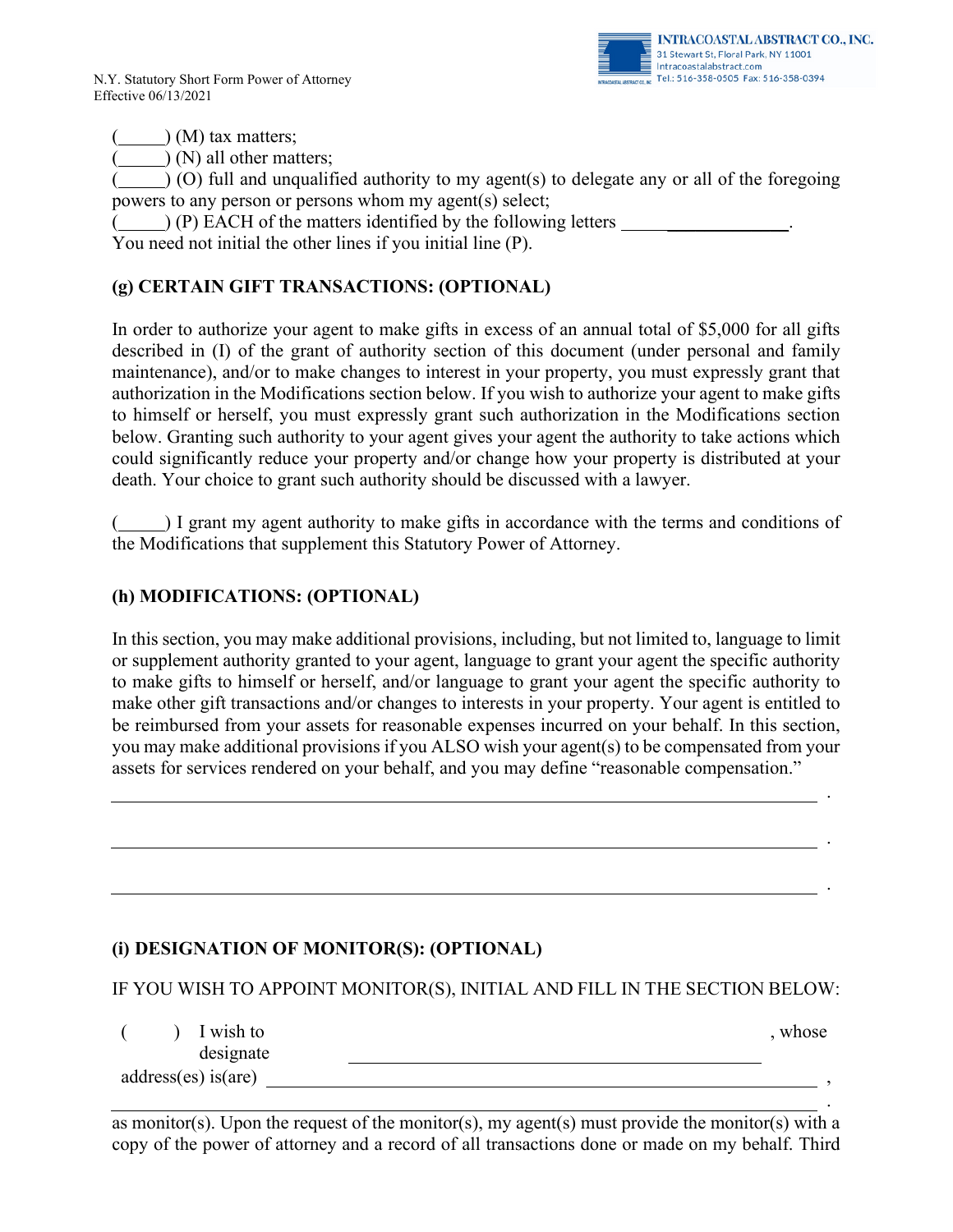(\_\_\_\_\_) (M) tax matters;
(\_\_\_\_\_) (N) all other matters;
(\_\_\_\_\_) (O) full and unqualified authority to my agent(s) to delegate any or all of the foregoing powers to any person or persons whom my agent(s) select;
(\_\_\_\_\_) (P) EACH of the matters identified by the following letters \_\_\_\_\_\_\_\_\_\_\_\_\_\_\_\_\_\_.
You need not initial the other lines if you initial line (P).

### (g) CERTAIN GIFT TRANSACTIONS: (OPTIONAL)

In order to authorize your agent to make gifts in excess of an annual total of $5,000 for all gifts described in (I) of the grant of authority section of this document (under personal and family maintenance), and/or to make changes to interest in your property, you must expressly grant that authorization in the Modifications section below. If you wish to authorize your agent to make gifts to himself or herself, you must expressly grant such authorization in the Modifications section below. Granting such authority to your agent gives your agent the authority to take actions which could significantly reduce your property and/or change how your property is distributed at your death. Your choice to grant such authority should be discussed with a lawyer.

(\_\_\_\_\_) I grant my agent authority to make gifts in accordance with the terms and conditions of the Modifications that supplement this Statutory Power of Attorney.

### (h) MODIFICATIONS: (OPTIONAL)

In this section, you may make additional provisions, including, but not limited to, language to limit or supplement authority granted to your agent, language to grant your agent the specific authority to make gifts to himself or herself, and/or language to grant your agent the specific authority to make other gift transactions and/or changes to interests in your property. Your agent is entitled to be reimbursed from your assets for reasonable expenses incurred on your behalf. In this section, you may make additional provisions if you ALSO wish your agent(s) to be compensated from your assets for services rendered on your behalf, and you may define "reasonable compensation."

\_\_\_\_\_\_\_\_\_\_\_\_\_\_\_\_\_\_\_\_\_\_\_\_\_\_\_\_\_\_\_\_\_\_\_\_\_\_\_\_\_\_\_\_\_\_\_\_\_\_\_\_\_\_\_\_\_\_\_\_\_\_\_\_\_\_\_\_\_\_.

\_\_\_\_\_\_\_\_\_\_\_\_\_\_\_\_\_\_\_\_\_\_\_\_\_\_\_\_\_\_\_\_\_\_\_\_\_\_\_\_\_\_\_\_\_\_\_\_\_\_\_\_\_\_\_\_\_\_\_\_\_\_\_\_\_\_\_\_\_\_.

\_\_\_\_\_\_\_\_\_\_\_\_\_\_\_\_\_\_\_\_\_\_\_\_\_\_\_\_\_\_\_\_\_\_\_\_\_\_\_\_\_\_\_\_\_\_\_\_\_\_\_\_\_\_\_\_\_\_\_\_\_\_\_\_\_\_\_\_\_\_.

### (i) DESIGNATION OF MONITOR(S): (OPTIONAL)

IF YOU WISH TO APPOINT MONITOR(S), INITIAL AND FILL IN THE SECTION BELOW:

(     ) I wish to designate \_\_\_\_\_\_\_\_\_\_\_\_\_\_\_\_\_\_\_\_\_\_\_\_\_\_\_\_\_\_\_\_\_\_\_\_\_\_\_\_\_\_\_\_, whose address(es) is(are) \_\_\_\_\_\_\_\_\_\_\_\_\_\_\_\_\_\_\_\_\_\_\_\_\_\_\_\_\_\_\_\_\_\_\_\_\_\_\_\_\_\_\_\_\_\_\_\_\_\_\_\_\_\_\_\_\_\_,
\_\_\_\_\_\_\_\_\_\_\_\_\_\_\_\_\_\_\_\_\_\_\_\_\_\_\_\_\_\_\_\_\_\_\_\_\_\_\_\_\_\_\_\_\_\_\_\_\_\_\_\_\_\_\_\_\_\_\_\_\_\_\_\_\_\_\_\_\_\_.
as monitor(s). Upon the request of the monitor(s), my agent(s) must provide the monitor(s) with a copy of the power of attorney and a record of all transactions done or made on my behalf. Third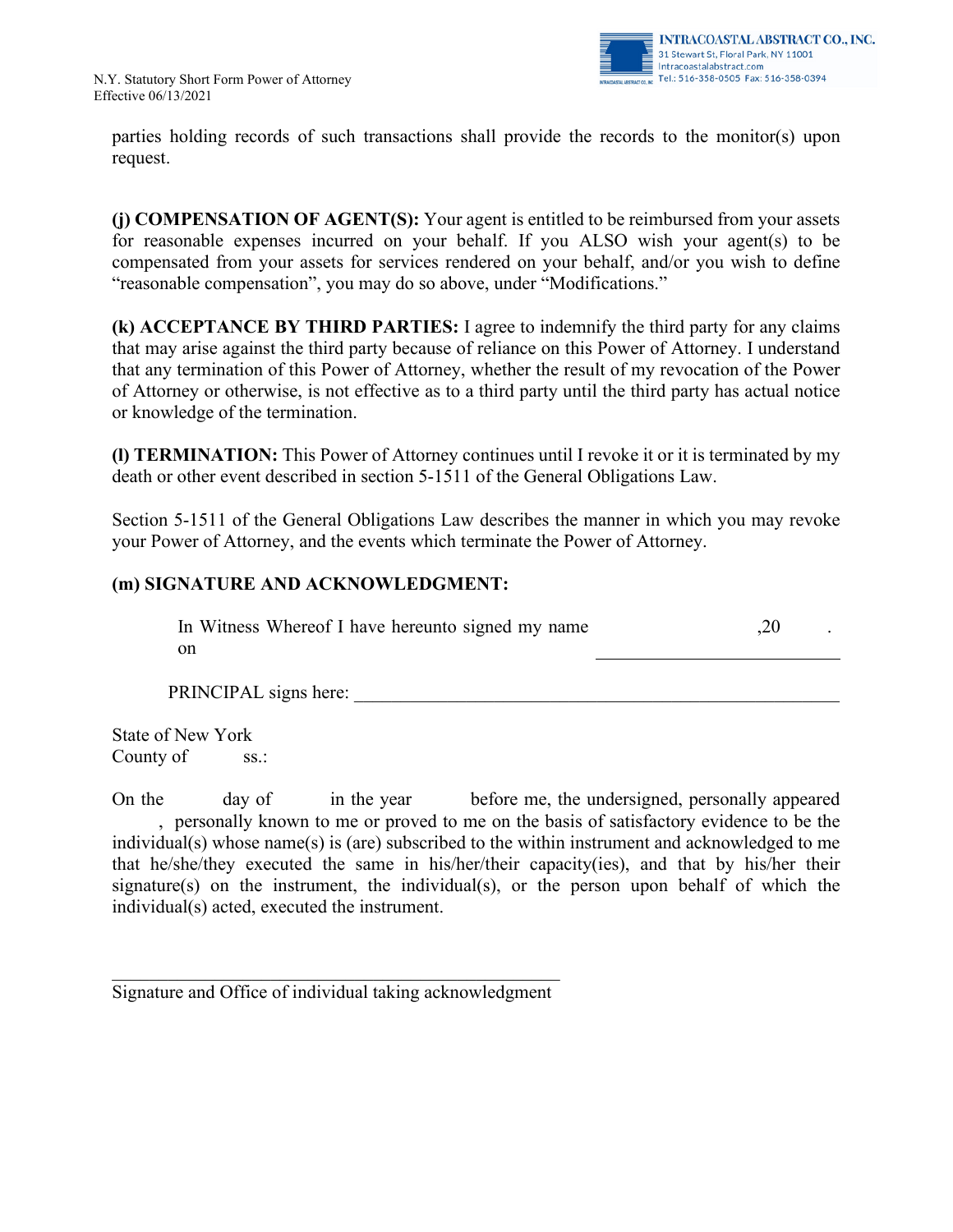parties holding records of such transactions shall provide the records to the monitor(s) upon request.

**(j) COMPENSATION OF AGENT(S):** Your agent is entitled to be reimbursed from your assets for reasonable expenses incurred on your behalf. If you ALSO wish your agent(s) to be compensated from your assets for services rendered on your behalf, and/or you wish to define "reasonable compensation", you may do so above, under "Modifications."

**(k) ACCEPTANCE BY THIRD PARTIES:** I agree to indemnify the third party for any claims that may arise against the third party because of reliance on this Power of Attorney. I understand that any termination of this Power of Attorney, whether the result of my revocation of the Power of Attorney or otherwise, is not effective as to a third party until the third party has actual notice or knowledge of the termination.

**(l) TERMINATION:** This Power of Attorney continues until I revoke it or it is terminated by my death or other event described in section 5-1511 of the General Obligations Law.

Section 5-1511 of the General Obligations Law describes the manner in which you may revoke your Power of Attorney, and the events which terminate the Power of Attorney.

**(m) SIGNATURE AND ACKNOWLEDGMENT:**

In Witness Whereof I have hereunto signed my name on ____________________ ,20 .

PRINCIPAL signs here: ____________________________________________

State of New York
County of ss.:

On the day of in the year before me, the undersigned, personally appeared , personally known to me or proved to me on the basis of satisfactory evidence to be the individual(s) whose name(s) is (are) subscribed to the within instrument and acknowledged to me that he/she/they executed the same in his/her/their capacity(ies), and that by his/her their signature(s) on the instrument, the individual(s), or the person upon behalf of which the individual(s) acted, executed the instrument.

____________________________________________
Signature and Office of individual taking acknowledgment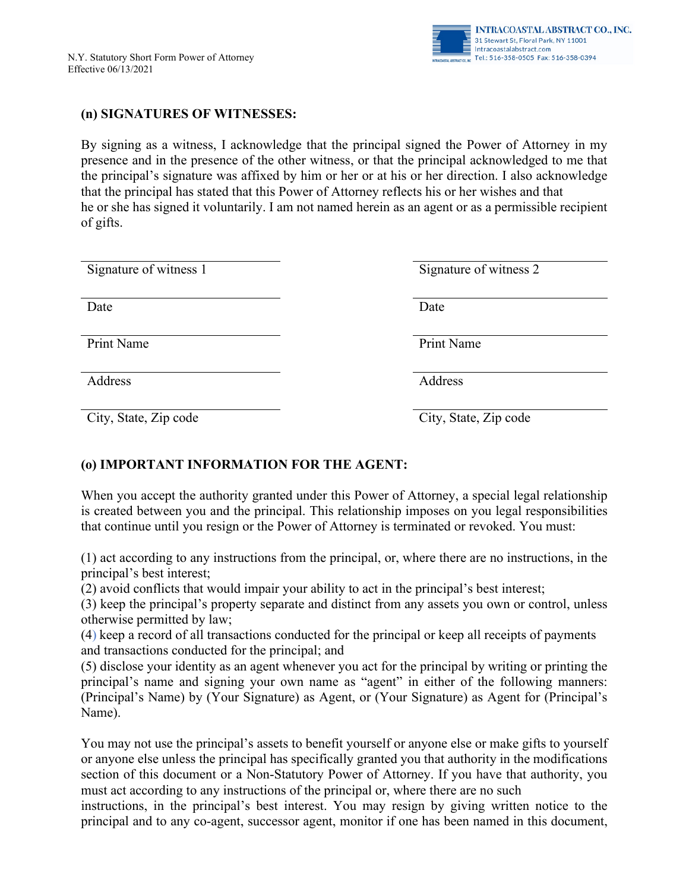## (n) SIGNATURES OF WITNESSES:

By signing as a witness, I acknowledge that the principal signed the Power of Attorney in my presence and in the presence of the other witness, or that the principal acknowledged to me that the principal's signature was affixed by him or her or at his or her direction. I also acknowledge that the principal has stated that this Power of Attorney reflects his or her wishes and that he or she has signed it voluntarily. I am not named herein as an agent or as a permissible recipient of gifts.

| | |
|---|---|
| Signature of witness 1 | Signature of witness 2 |
| Date | Date |
| Print Name | Print Name |
| Address | Address |
| City, State, Zip code | City, State, Zip code |

## (o) IMPORTANT INFORMATION FOR THE AGENT:

When you accept the authority granted under this Power of Attorney, a special legal relationship is created between you and the principal. This relationship imposes on you legal responsibilities that continue until you resign or the Power of Attorney is terminated or revoked. You must:

(1) act according to any instructions from the principal, or, where there are no instructions, in the principal's best interest;
(2) avoid conflicts that would impair your ability to act in the principal's best interest;
(3) keep the principal's property separate and distinct from any assets you own or control, unless otherwise permitted by law;
(4) keep a record of all transactions conducted for the principal or keep all receipts of payments and transactions conducted for the principal; and
(5) disclose your identity as an agent whenever you act for the principal by writing or printing the principal's name and signing your own name as "agent" in either of the following manners: (Principal's Name) by (Your Signature) as Agent, or (Your Signature) as Agent for (Principal's Name).

You may not use the principal's assets to benefit yourself or anyone else or make gifts to yourself or anyone else unless the principal has specifically granted you that authority in the modifications section of this document or a Non-Statutory Power of Attorney. If you have that authority, you must act according to any instructions of the principal or, where there are no such instructions, in the principal's best interest. You may resign by giving written notice to the principal and to any co-agent, successor agent, monitor if one has been named in this document,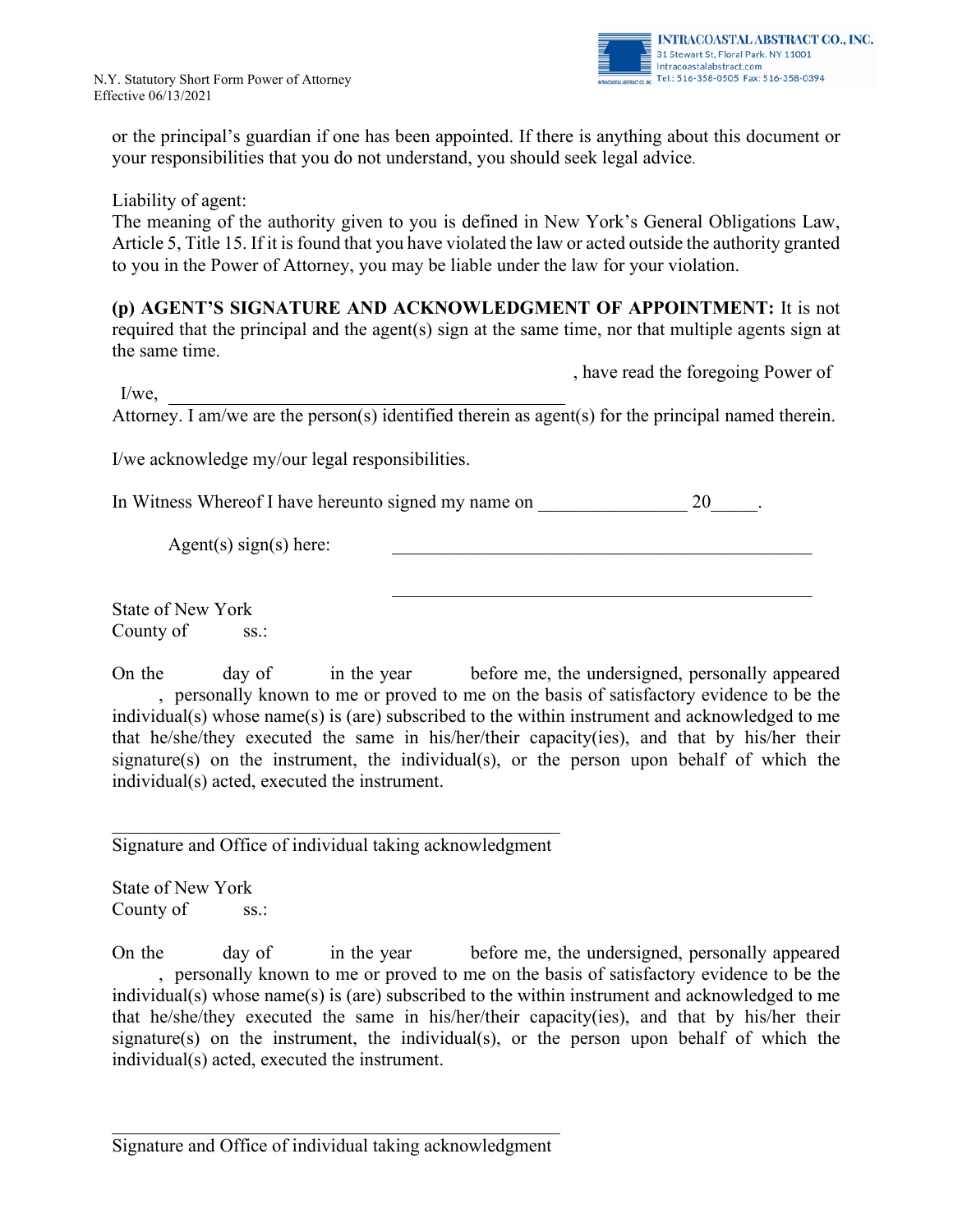or the principal's guardian if one has been appointed. If there is anything about this document or your responsibilities that you do not understand, you should seek legal advice.

Liability of agent:
The meaning of the authority given to you is defined in New York's General Obligations Law, Article 5, Title 15. If it is found that you have violated the law or acted outside the authority granted to you in the Power of Attorney, you may be liable under the law for your violation.

**(p) AGENT'S SIGNATURE AND ACKNOWLEDGMENT OF APPOINTMENT:** It is not required that the principal and the agent(s) sign at the same time, nor that multiple agents sign at the same time.

I/we, ____________________________________________, have read the foregoing Power of Attorney. I am/we are the person(s) identified therein as agent(s) for the principal named therein.

I/we acknowledge my/our legal responsibilities.

In Witness Whereof I have hereunto signed my name on ________________ 20_____.

Agent(s) sign(s) here: ____________________________________________

____________________________________________

State of New York
County of ss.:

On the day of in the year before me, the undersigned, personally appeared , personally known to me or proved to me on the basis of satisfactory evidence to be the individual(s) whose name(s) is (are) subscribed to the within instrument and acknowledged to me that he/she/they executed the same in his/her/their capacity(ies), and that by his/her their signature(s) on the instrument, the individual(s), or the person upon behalf of which the individual(s) acted, executed the instrument.

____________________________________________
Signature and Office of individual taking acknowledgment

State of New York
County of ss.:

On the day of in the year before me, the undersigned, personally appeared , personally known to me or proved to me on the basis of satisfactory evidence to be the individual(s) whose name(s) is (are) subscribed to the within instrument and acknowledged to me that he/she/they executed the same in his/her/their capacity(ies), and that by his/her their signature(s) on the instrument, the individual(s), or the person upon behalf of which the individual(s) acted, executed the instrument.

____________________________________________
Signature and Office of individual taking acknowledgment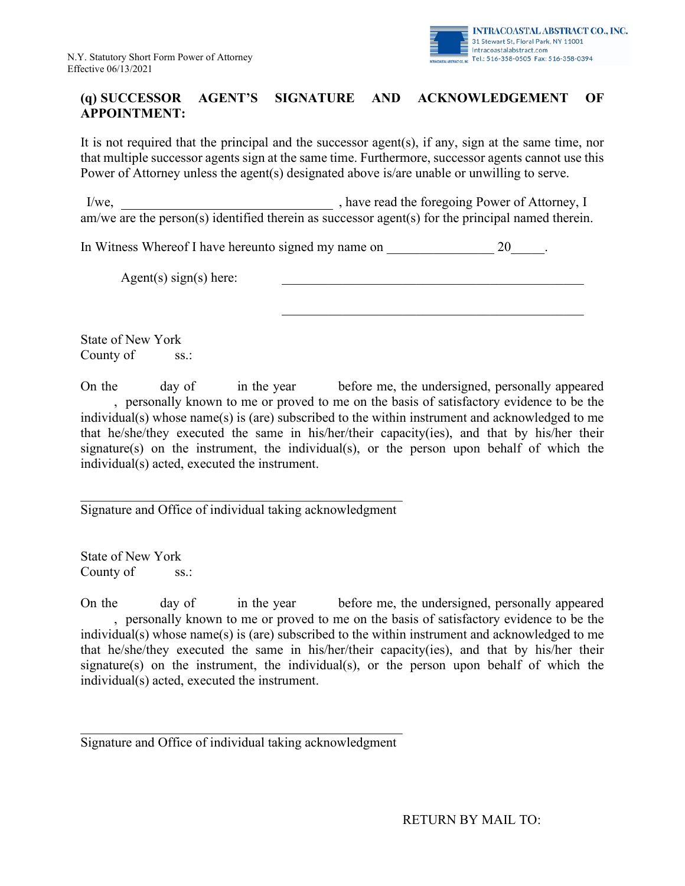### (q) SUCCESSOR AGENT'S SIGNATURE AND ACKNOWLEDGEMENT OF APPOINTMENT:

It is not required that the principal and the successor agent(s), if any, sign at the same time, nor that multiple successor agents sign at the same time. Furthermore, successor agents cannot use this Power of Attorney unless the agent(s) designated above is/are unable or unwilling to serve.

I/we, ________________________________ , have read the foregoing Power of Attorney, I am/we are the person(s) identified therein as successor agent(s) for the principal named therein.

In Witness Whereof I have hereunto signed my name on ________________ 20_____.

Agent(s) sign(s) here: ______________________________________________

______________________________________________

State of New York
County of ss.:

On the day of in the year before me, the undersigned, personally appeared , personally known to me or proved to me on the basis of satisfactory evidence to be the individual(s) whose name(s) is (are) subscribed to the within instrument and acknowledged to me that he/she/they executed the same in his/her/their capacity(ies), and that by his/her their signature(s) on the instrument, the individual(s), or the person upon behalf of which the individual(s) acted, executed the instrument.

_________________________________________________
Signature and Office of individual taking acknowledgment

State of New York
County of ss.:

On the day of in the year before me, the undersigned, personally appeared , personally known to me or proved to me on the basis of satisfactory evidence to be the individual(s) whose name(s) is (are) subscribed to the within instrument and acknowledged to me that he/she/they executed the same in his/her/their capacity(ies), and that by his/her their signature(s) on the instrument, the individual(s), or the person upon behalf of which the individual(s) acted, executed the instrument.

_________________________________________________
Signature and Office of individual taking acknowledgment

RETURN BY MAIL TO: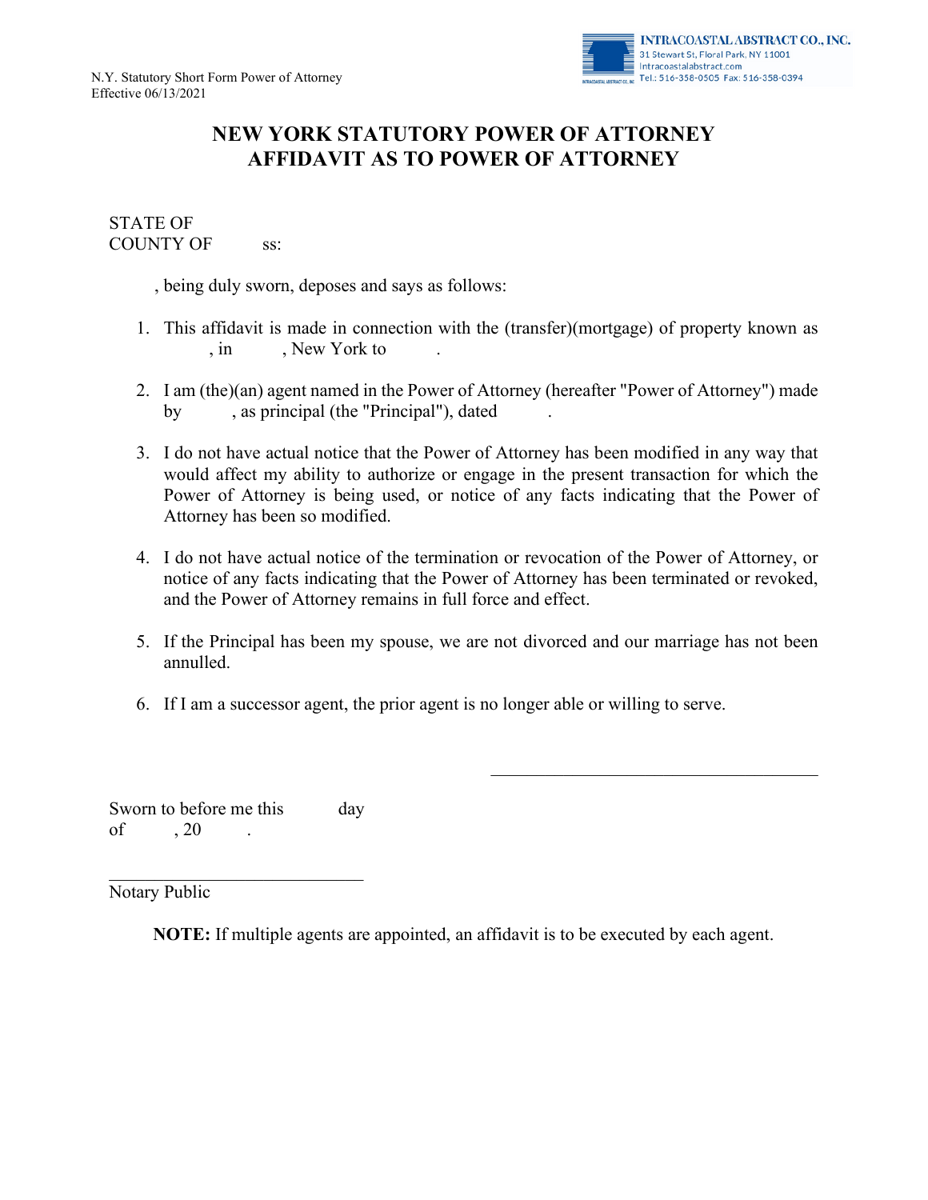N.Y. Statutory Short Form Power of Attorney
Effective 06/13/2021

INTRACOASTAL ABSTRACT CO., INC.
31 Stewart St, Floral Park, NY 11001
Intracoastalabstract.com
Tel.: 516-358-0505 Fax: 516-358-0394

# NEW YORK STATUTORY POWER OF ATTORNEY
# AFFIDAVIT AS TO POWER OF ATTORNEY

STATE OF
COUNTY OF ss:

, being duly sworn, deposes and says as follows:

1. This affidavit is made in connection with the (transfer)(mortgage) of property known as , in , New York to .

2. I am (the)(an) agent named in the Power of Attorney (hereafter "Power of Attorney") made by , as principal (the "Principal"), dated .

3. I do not have actual notice that the Power of Attorney has been modified in any way that would affect my ability to authorize or engage in the present transaction for which the Power of Attorney is being used, or notice of any facts indicating that the Power of Attorney has been so modified.

4. I do not have actual notice of the termination or revocation of the Power of Attorney, or notice of any facts indicating that the Power of Attorney has been terminated or revoked, and the Power of Attorney remains in full force and effect.

5. If the Principal has been my spouse, we are not divorced and our marriage has not been annulled.

6. If I am a successor agent, the prior agent is no longer able or willing to serve.

\_\_\_\_\_\_\_\_\_\_\_\_\_\_\_\_\_\_\_\_\_\_\_\_\_\_\_\_\_\_\_\_\_\_\_\_

Sworn to before me this day
of , 20 .

\_\_\_\_\_\_\_\_\_\_\_\_\_\_\_\_\_\_\_\_\_\_\_\_\_\_\_\_
Notary Public

**NOTE:** If multiple agents are appointed, an affidavit is to be executed by each agent.